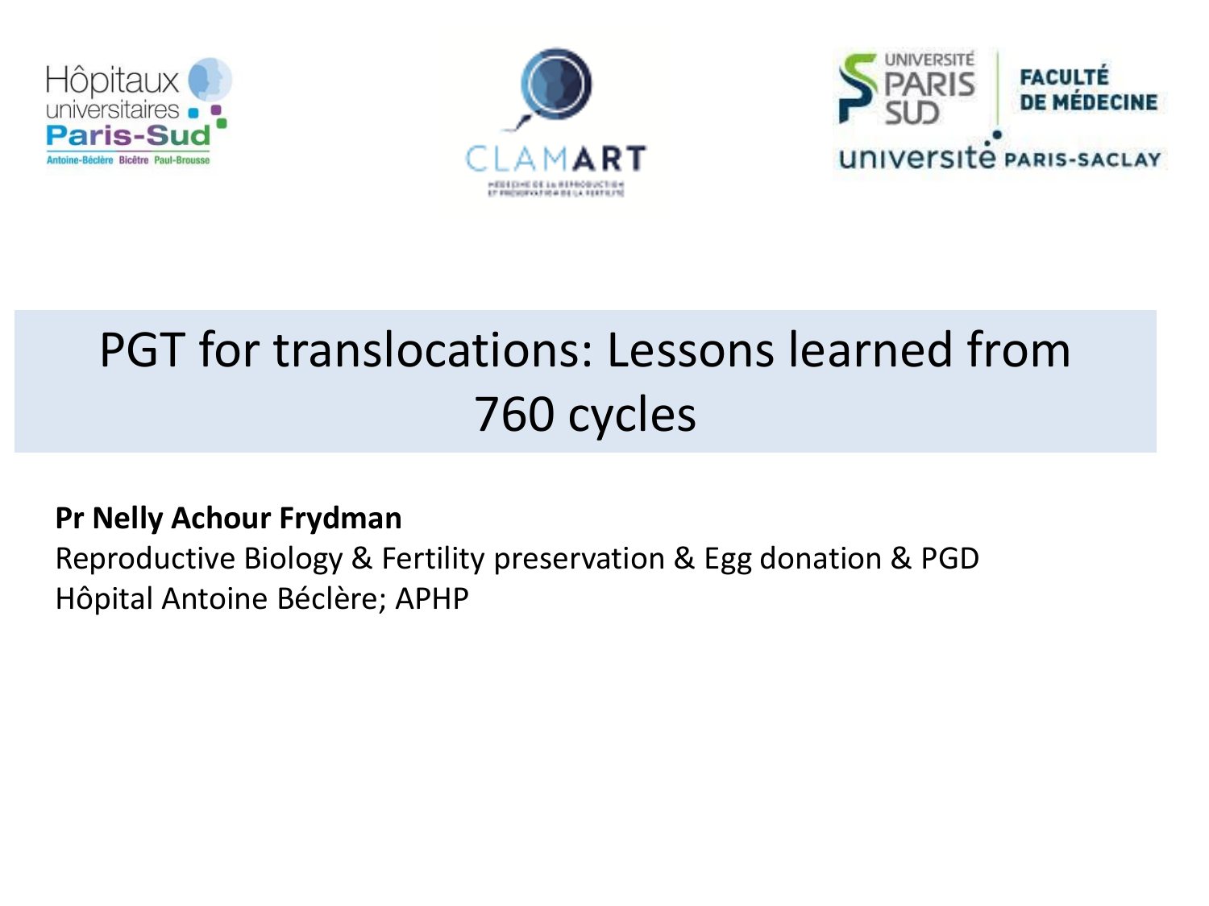# PGT for translocations: Lessons learned from 760 cycles

**Pr Nelly Achour Frydman**

Reproductive Biology & Fertility preservation & Egg donation & PGD

Hôpital Antoine Béclère; APHP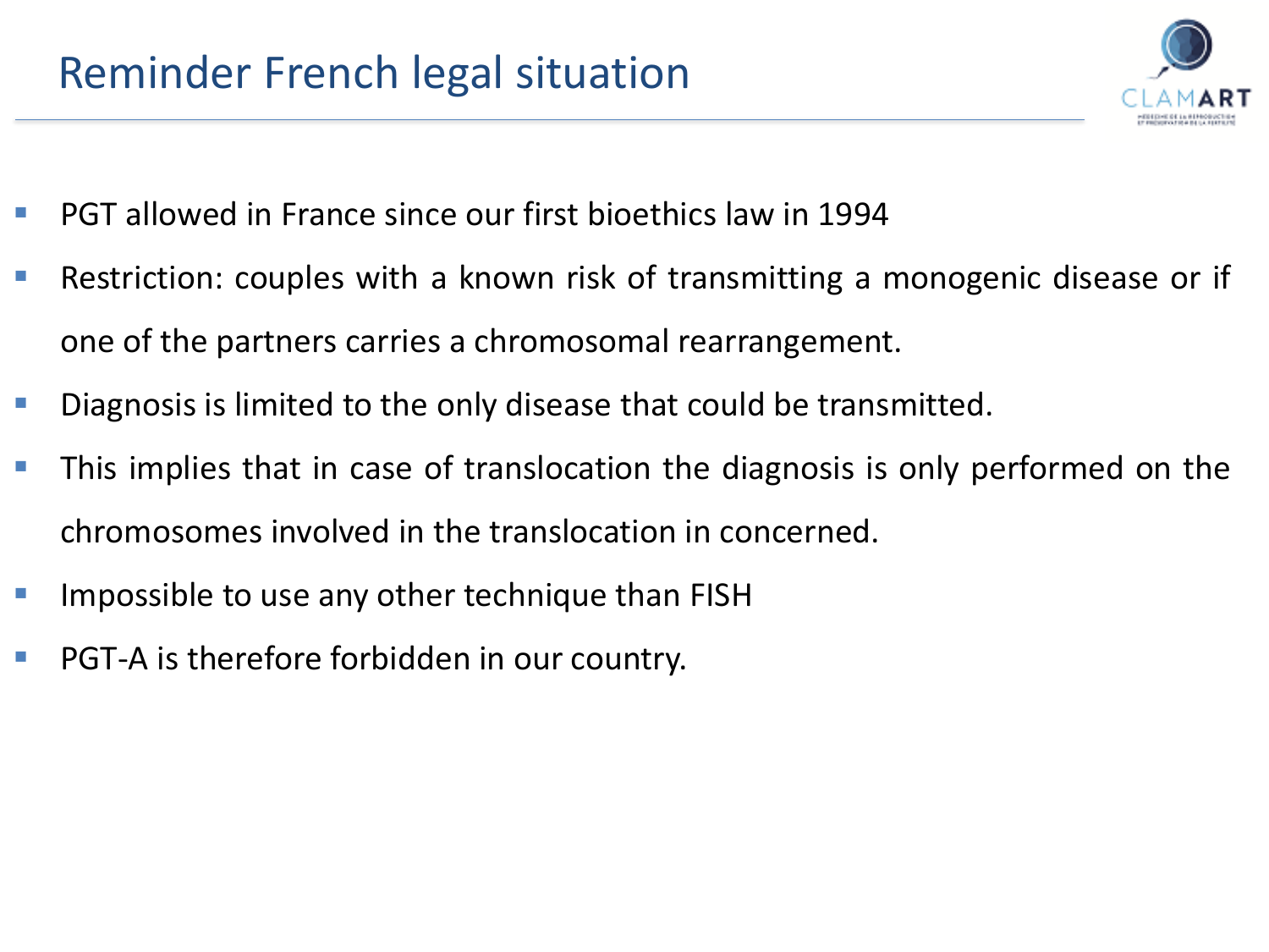# Reminder French legal situation

- PGT allowed in France since our first bioethics law in 1994
- Restriction: couples with a known risk of transmitting a monogenic disease or if one of the partners carries a chromosomal rearrangement.
- Diagnosis is limited to the only disease that could be transmitted.
- This implies that in case of translocation the diagnosis is only performed on the chromosomes involved in the translocation in concerned.
- Impossible to use any other technique than FISH
- PGT-A is therefore forbidden in our country.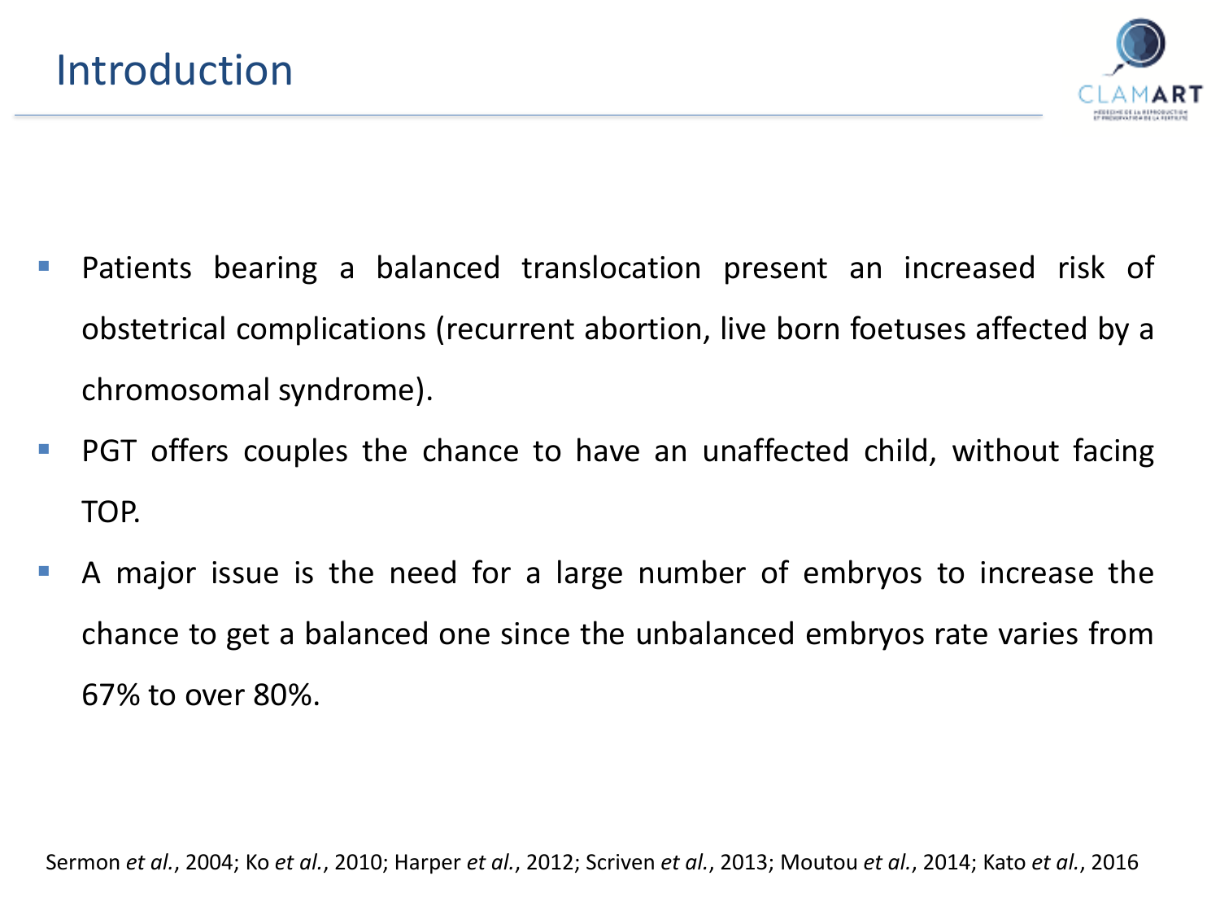# Introduction

- Patients bearing a balanced translocation present an increased risk of obstetrical complications (recurrent abortion, live born foetuses affected by a chromosomal syndrome).
- PGT offers couples the chance to have an unaffected child, without facing TOP.
- A major issue is the need for a large number of embryos to increase the chance to get a balanced one since the unbalanced embryos rate varies from 67% to over 80%.

Sermon *et al.*, 2004; Ko *et al.*, 2010; Harper *et al.*, 2012; Scriven *et al.*, 2013; Moutou *et al.*, 2014; Kato *et al.*, 2016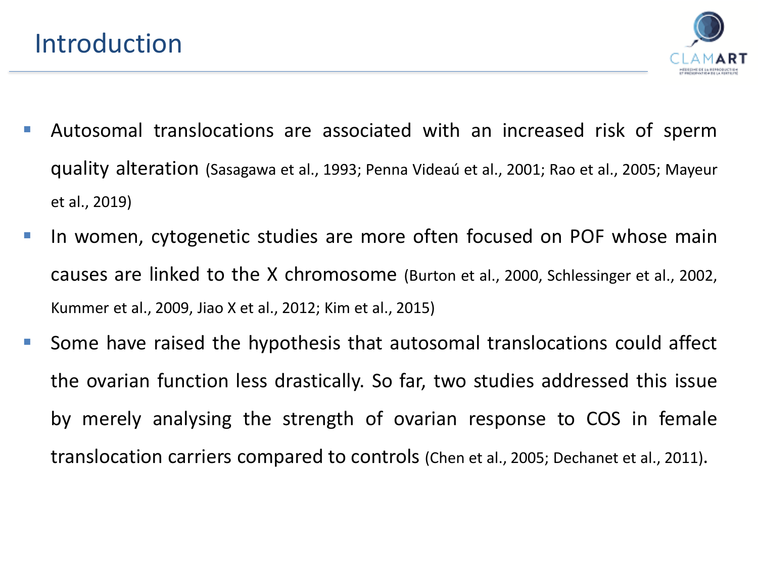# Introduction

- Autosomal translocations are associated with an increased risk of sperm quality alteration (Sasagawa et al., 1993; Penna Videaú et al., 2001; Rao et al., 2005; Mayeur et al., 2019)
- In women, cytogenetic studies are more often focused on POF whose main causes are linked to the X chromosome (Burton et al., 2000, Schlessinger et al., 2002, Kummer et al., 2009, Jiao X et al., 2012; Kim et al., 2015)
- Some have raised the hypothesis that autosomal translocations could affect the ovarian function less drastically. So far, two studies addressed this issue by merely analysing the strength of ovarian response to COS in female translocation carriers compared to controls (Chen et al., 2005; Dechanet et al., 2011).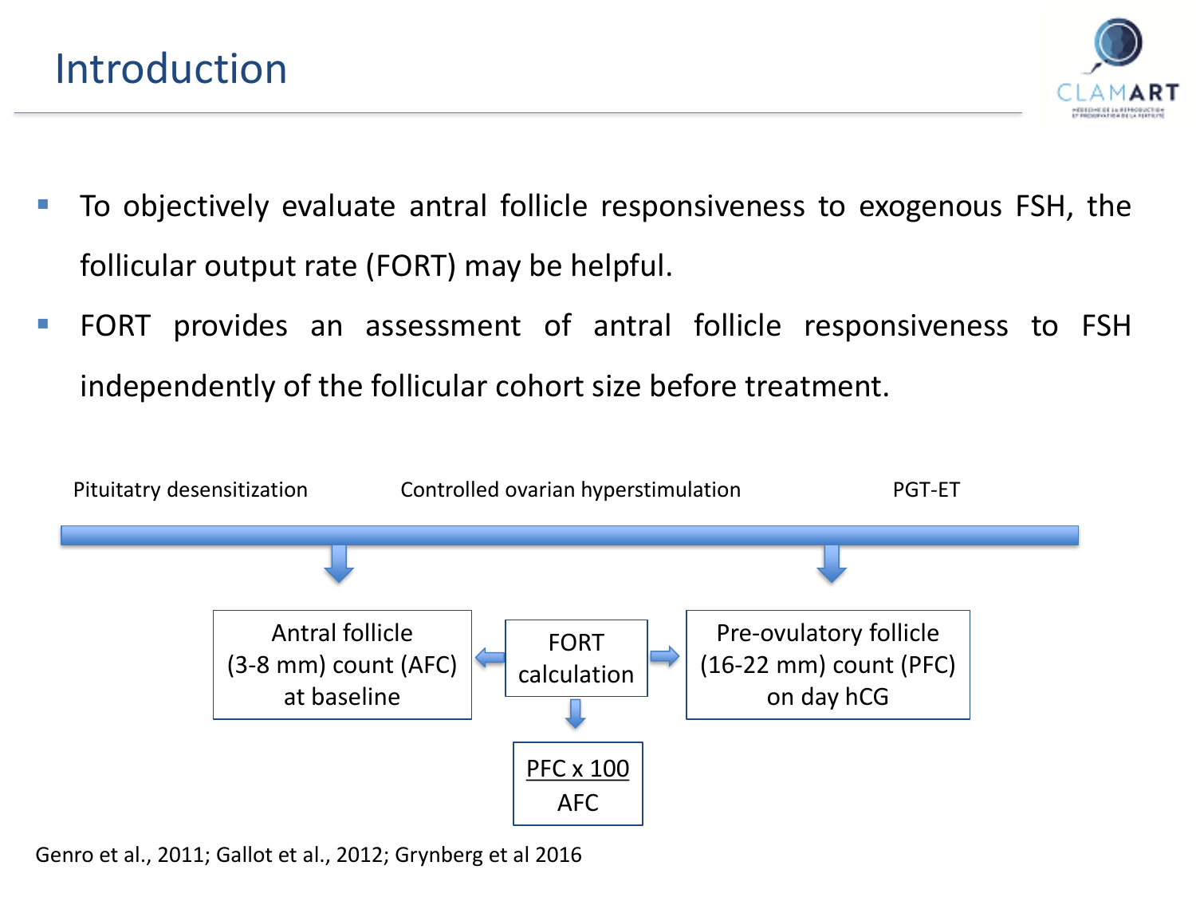# Introduction

- To objectively evaluate antral follicle responsiveness to exogenous FSH, the follicular output rate (FORT) may be helpful.
- FORT provides an assessment of antral follicle responsiveness to FSH independently of the follicular cohort size before treatment.

Pituitatry desensitization — Controlled ovarian hyperstimulation — PGT-ET

Antral follicle (3-8 mm) count (AFC) at baseline

FORT calculation

Pre-ovulatory follicle (16-22 mm) count (PFC) on day hCG

$$\frac{PFC \times 100}{AFC}$$

Genro et al., 2011; Gallot et al., 2012; Grynberg et al 2016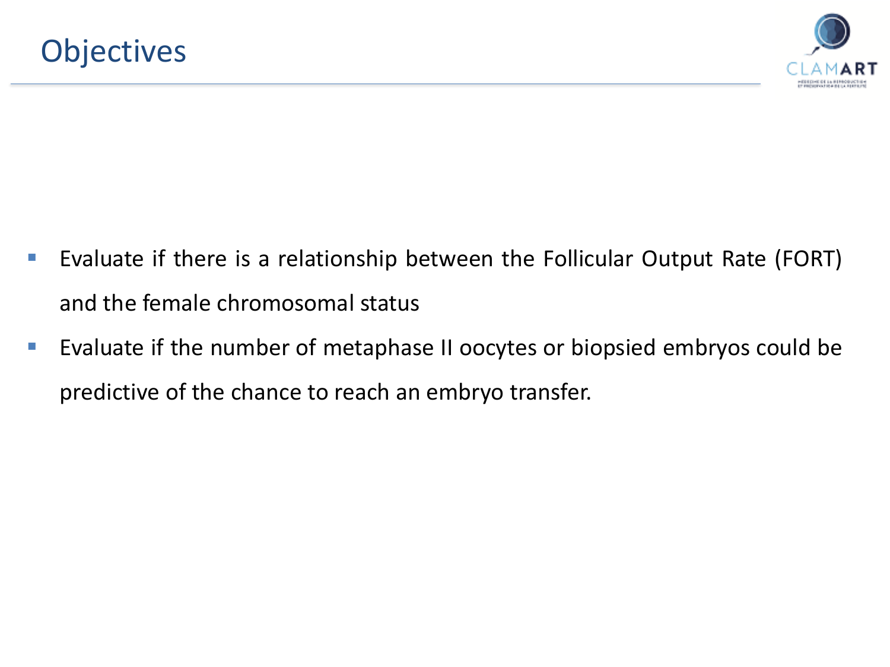# Objectives

- Evaluate if there is a relationship between the Follicular Output Rate (FORT) and the female chromosomal status
- Evaluate if the number of metaphase II oocytes or biopsied embryos could be predictive of the chance to reach an embryo transfer.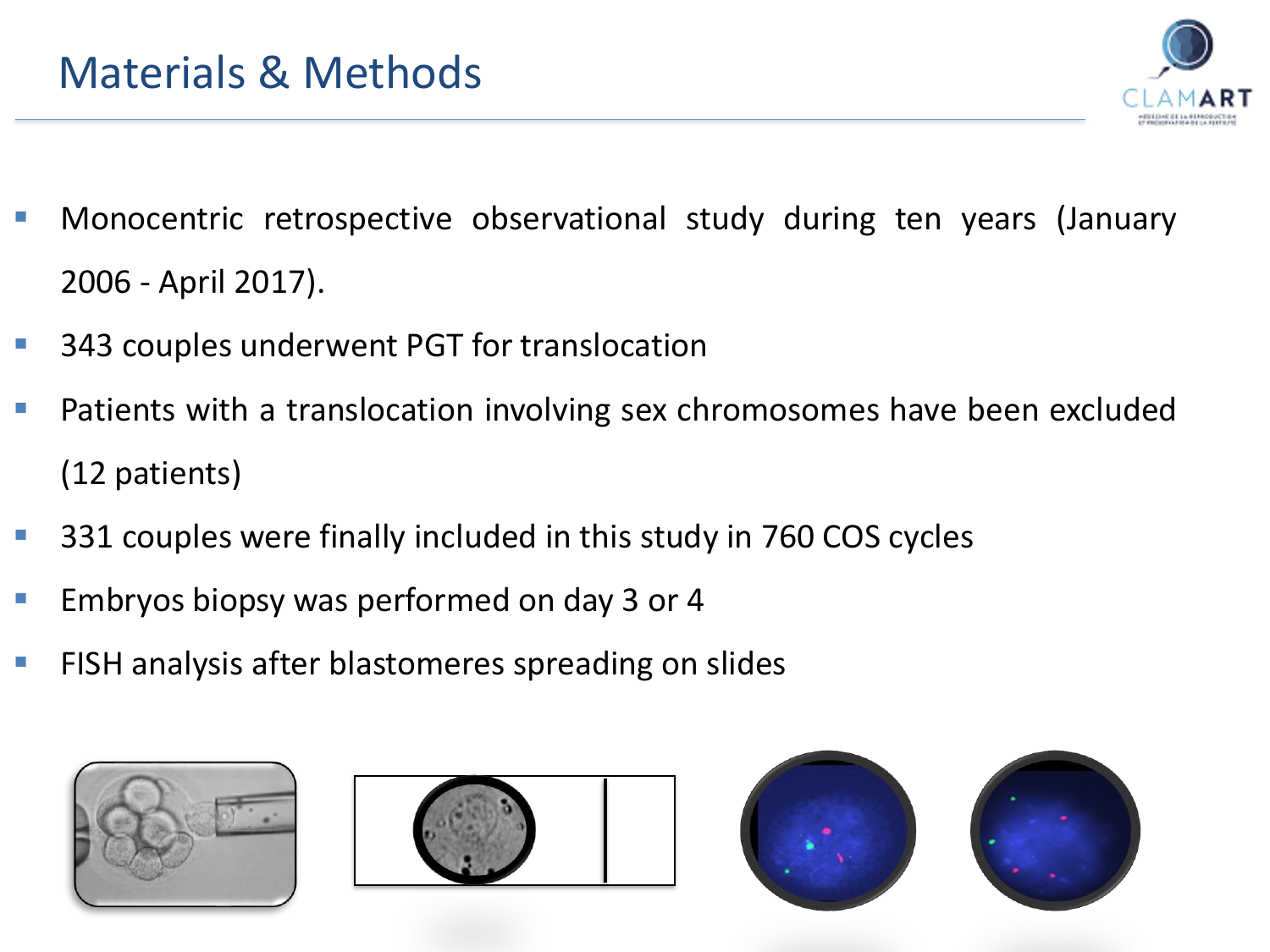# Materials & Methods

- Monocentric retrospective observational study during ten years (January 2006 - April 2017).
- 343 couples underwent PGT for translocation
- Patients with a translocation involving sex chromosomes have been excluded (12 patients)
- 331 couples were finally included in this study in 760 COS cycles
- Embryos biopsy was performed on day 3 or 4
- FISH analysis after blastomeres spreading on slides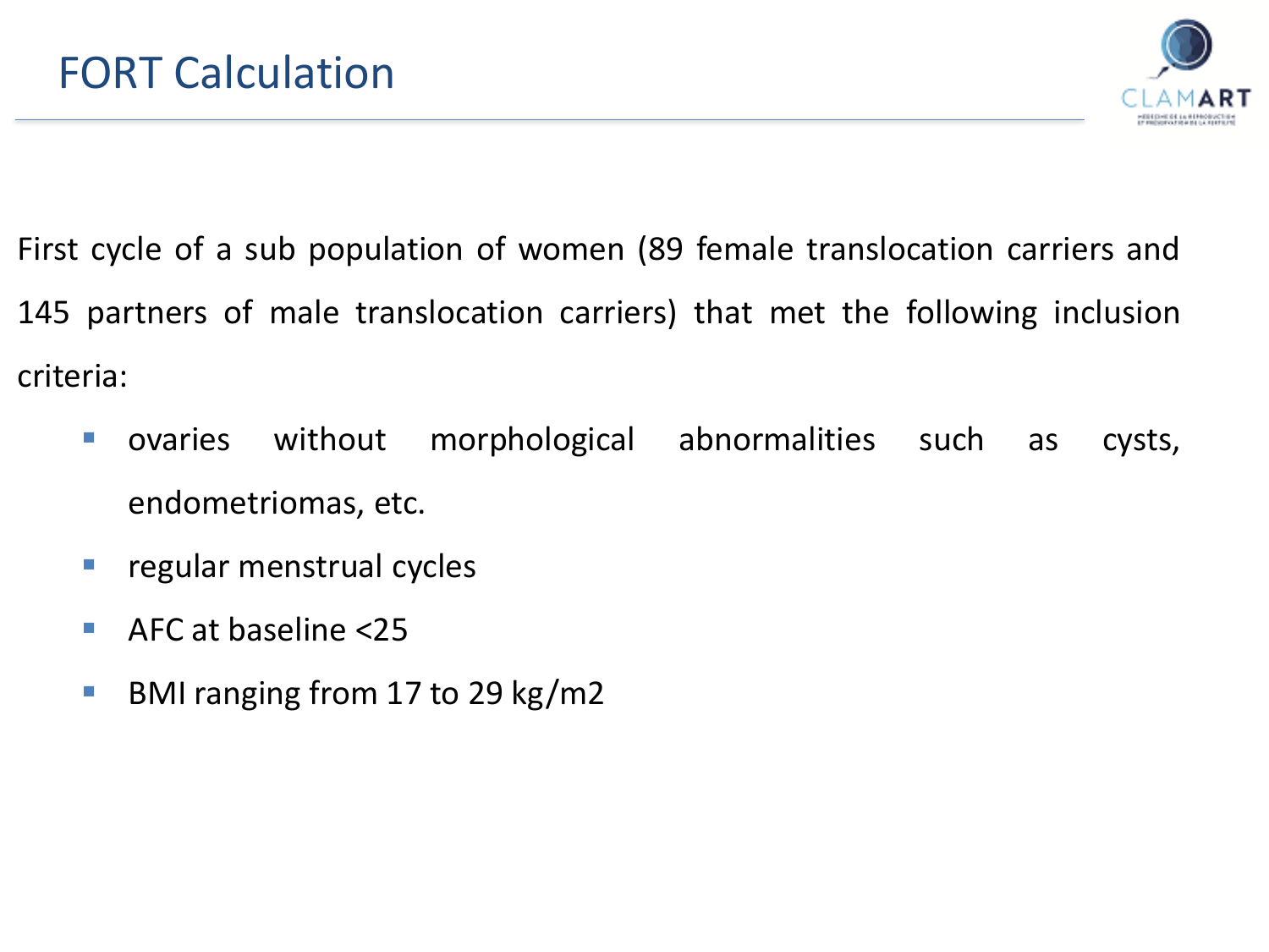# FORT Calculation

First cycle of a sub population of women (89 female translocation carriers and 145 partners of male translocation carriers) that met the following inclusion criteria:

- ovaries without morphological abnormalities such as cysts, endometriomas, etc.
- regular menstrual cycles
- AFC at baseline <25
- BMI ranging from 17 to 29 kg/m2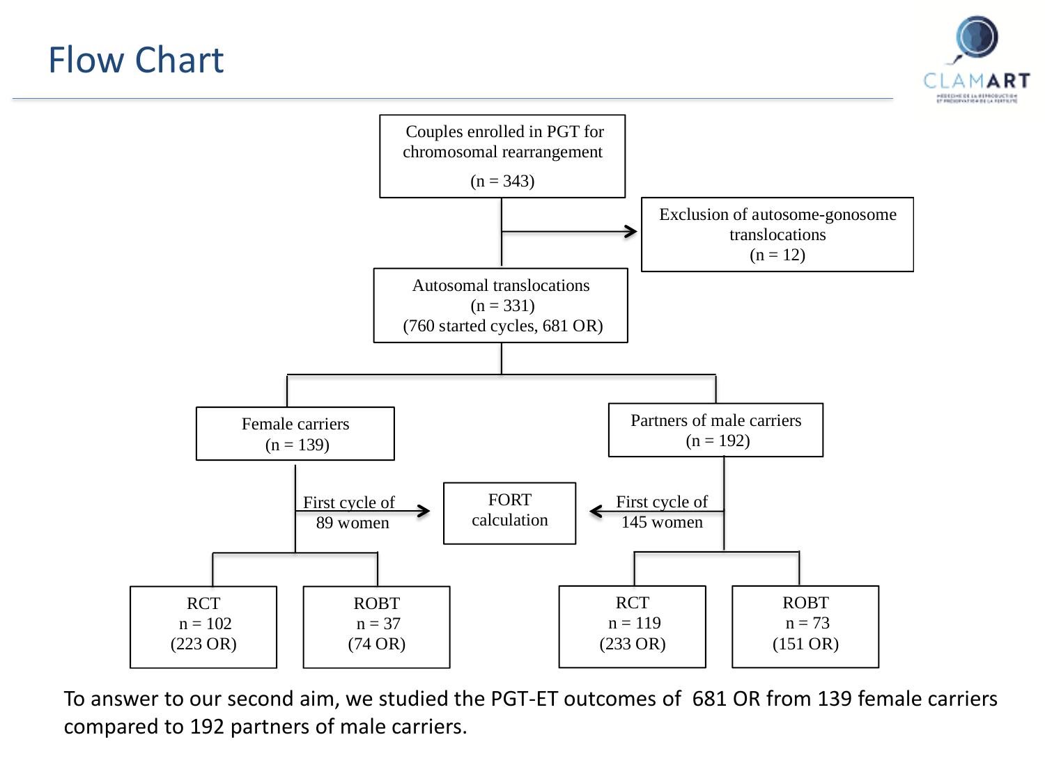# Flow Chart

Couples enrolled in PGT for chromosomal rearrangement (n = 343)

→ Exclusion of autosome-gonosome translocations (n = 12)

Autosomal translocations (n = 331) (760 started cycles, 681 OR)

- Female carriers (n = 139)
  - First cycle of 89 women → FORT calculation
  - RCT n = 102 (223 OR)
  - ROBT n = 37 (74 OR)
- Partners of male carriers (n = 192)
  - First cycle of 145 women → FORT calculation
  - RCT n = 119 (233 OR)
  - ROBT n = 73 (151 OR)

To answer to our second aim, we studied the PGT-ET outcomes of 681 OR from 139 female carriers compared to 192 partners of male carriers.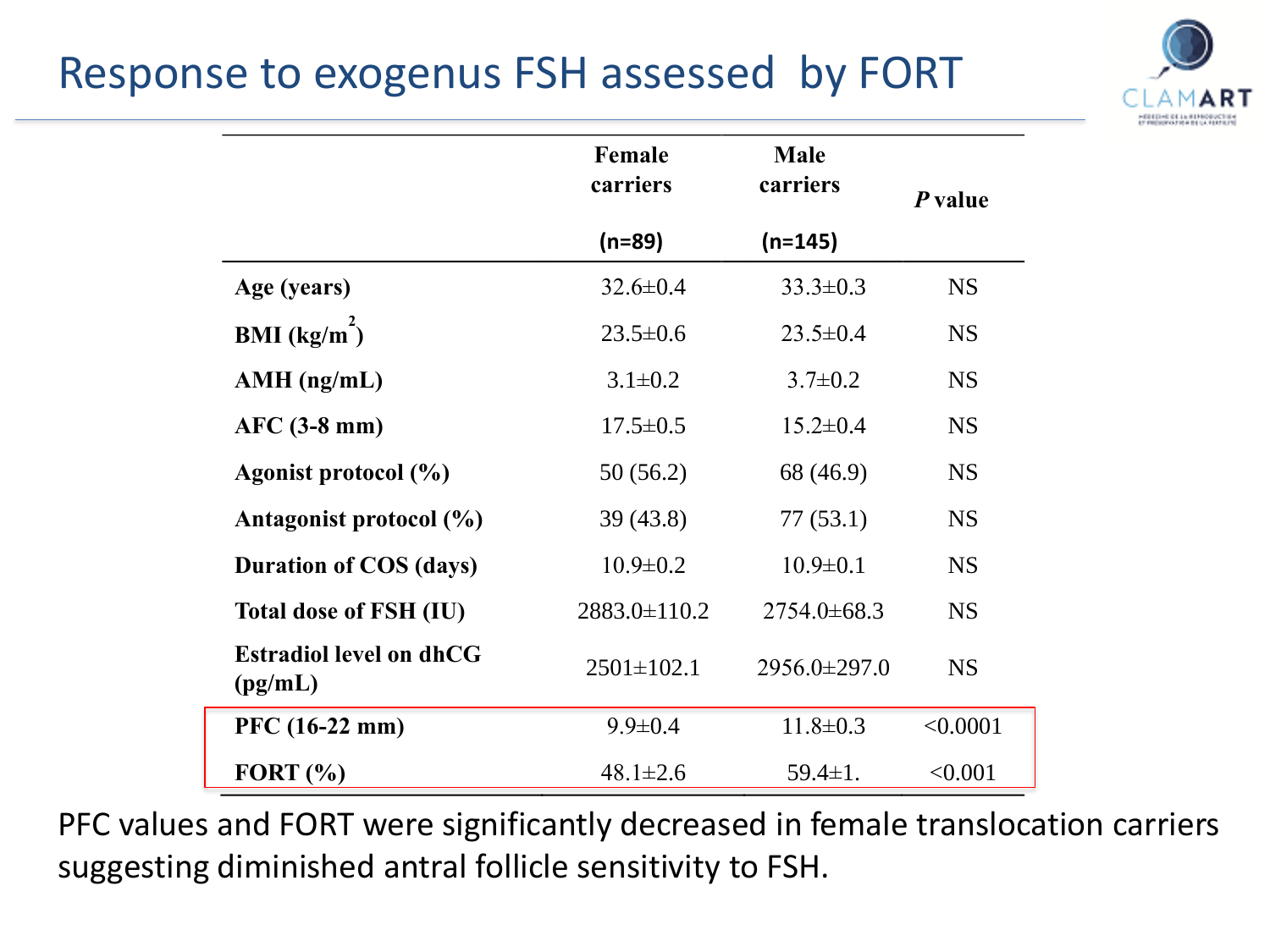# Response to exogenus FSH assessed by FORT

| | Female carriers (n=89) | Male carriers (n=145) | *P* value |
|---|---|---|---|
| **Age (years)** | 32.6±0.4 | 33.3±0.3 | NS |
| **BMI ($kg/m^2$)** | 23.5±0.6 | 23.5±0.4 | NS |
| **AMH (ng/mL)** | 3.1±0.2 | 3.7±0.2 | NS |
| **AFC (3-8 mm)** | 17.5±0.5 | 15.2±0.4 | NS |
| **Agonist protocol (%)** | 50 (56.2) | 68 (46.9) | NS |
| **Antagonist protocol (%)** | 39 (43.8) | 77 (53.1) | NS |
| **Duration of COS (days)** | 10.9±0.2 | 10.9±0.1 | NS |
| **Total dose of FSH (IU)** | 2883.0±110.2 | 2754.0±68.3 | NS |
| **Estradiol level on dhCG (pg/mL)** | 2501±102.1 | 2956.0±297.0 | NS |
| **PFC (16-22 mm)** | 9.9±0.4 | 11.8±0.3 | <0.0001 |
| **FORT (%)** | 48.1±2.6 | 59.4±1. | <0.001 |

PFC values and FORT were significantly decreased in female translocation carriers suggesting diminished antral follicle sensitivity to FSH.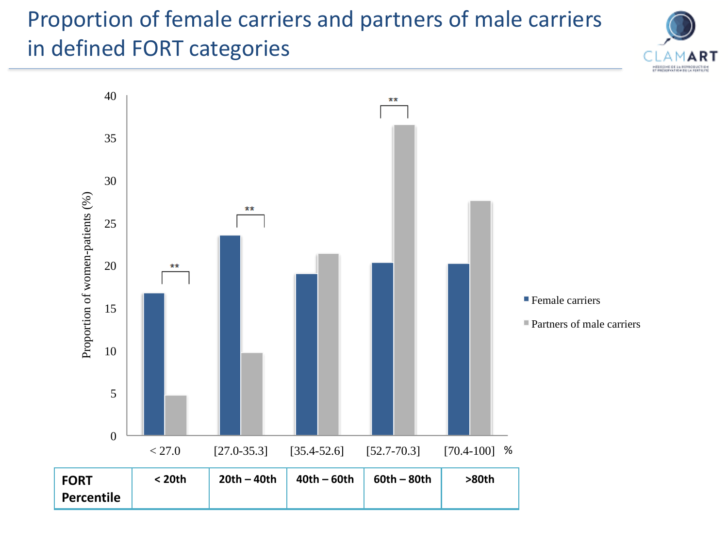# Proportion of female carriers and partners of male carriers in defined FORT categories

| FORT Percentile | < 20th | 20th – 40th | 40th – 60th | 60th – 80th | >80th |
|---|---|---|---|---|---|
| % | < 27.0 | [27.0-35.3] | [35.4-52.6] | [52.7-70.3] | [70.4-100] |

Proportion of women-patients (%)

- Female carriers
- Partners of male carriers

** (< 27.0), ** ([27.0-35.3]), ** ([52.7-70.3])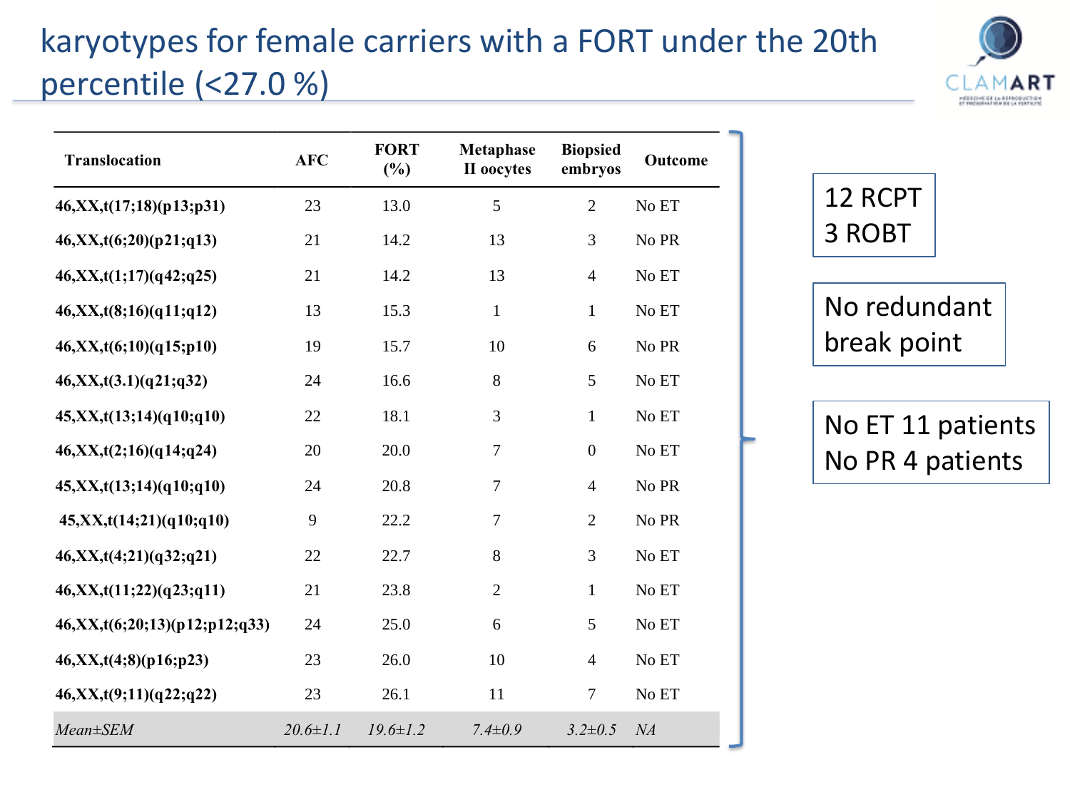# karyotypes for female carriers with a FORT under the 20th percentile (<27.0 %)

| Translocation | AFC | FORT (%) | Metaphase II oocytes | Biopsied embryos | Outcome |
|---|---|---|---|---|---|
| 46,XX,t(17;18)(p13;p31) | 23 | 13.0 | 5 | 2 | No ET |
| 46,XX,t(6;20)(p21;q13) | 21 | 14.2 | 13 | 3 | No PR |
| 46,XX,t(1;17)(q42;q25) | 21 | 14.2 | 13 | 4 | No ET |
| 46,XX,t(8;16)(q11;q12) | 13 | 15.3 | 1 | 1 | No ET |
| 46,XX,t(6;10)(q15;p10) | 19 | 15.7 | 10 | 6 | No PR |
| 46,XX,t(3.1)(q21;q32) | 24 | 16.6 | 8 | 5 | No ET |
| 45,XX,t(13;14)(q10;q10) | 22 | 18.1 | 3 | 1 | No ET |
| 46,XX,t(2;16)(q14;q24) | 20 | 20.0 | 7 | 0 | No ET |
| 45,XX,t(13;14)(q10;q10) | 24 | 20.8 | 7 | 4 | No PR |
| 45,XX,t(14;21)(q10;q10) | 9 | 22.2 | 7 | 2 | No PR |
| 46,XX,t(4;21)(q32;q21) | 22 | 22.7 | 8 | 3 | No ET |
| 46,XX,t(11;22)(q23;q11) | 21 | 23.8 | 2 | 1 | No ET |
| 46,XX,t(6;20;13)(p12;p12;q33) | 24 | 25.0 | 6 | 5 | No ET |
| 46,XX,t(4;8)(p16;p23) | 23 | 26.0 | 10 | 4 | No ET |
| 46,XX,t(9;11)(q22;q22) | 23 | 26.1 | 11 | 7 | No ET |
| *Mean±SEM* | *20.6±1.1* | *19.6±1.2* | *7.4±0.9* | *3.2±0.5* | *NA* |

12 RCPT
3 ROBT

No redundant break point

No ET 11 patients
No PR 4 patients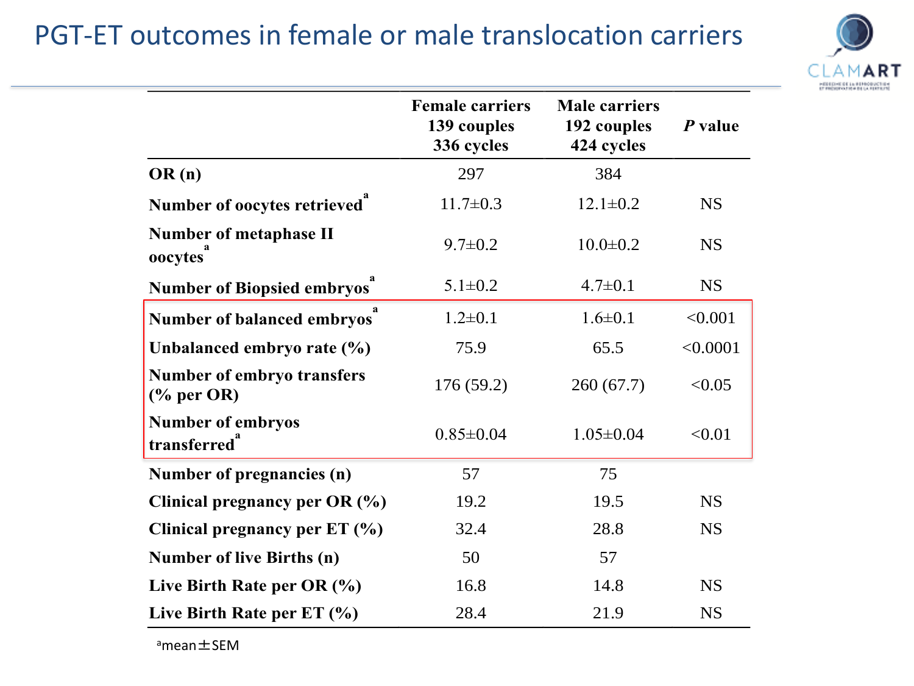# PGT-ET outcomes in female or male translocation carriers

| | Female carriers 139 couples 336 cycles | Male carriers 192 couples 424 cycles | *P* value |
|---|---|---|---|
| **OR (n)** | 297 | 384 | |
| **Number of oocytes retrieved**[a] | 11.7±0.3 | 12.1±0.2 | NS |
| **Number of metaphase II oocytes**[a] | 9.7±0.2 | 10.0±0.2 | NS |
| **Number of Biopsied embryos**[a] | 5.1±0.2 | 4.7±0.1 | NS |
| **Number of balanced embryos**[a] | 1.2±0.1 | 1.6±0.1 | <0.001 |
| **Unbalanced embryo rate (%)** | 75.9 | 65.5 | <0.0001 |
| **Number of embryo transfers (% per OR)** | 176 (59.2) | 260 (67.7) | <0.05 |
| **Number of embryos transferred**[a] | 0.85±0.04 | 1.05±0.04 | <0.01 |
| **Number of pregnancies (n)** | 57 | 75 | |
| **Clinical pregnancy per OR (%)** | 19.2 | 19.5 | NS |
| **Clinical pregnancy per ET (%)** | 32.4 | 28.8 | NS |
| **Number of live Births (n)** | 50 | 57 | |
| **Live Birth Rate per OR (%)** | 16.8 | 14.8 | NS |
| **Live Birth Rate per ET (%)** | 28.4 | 21.9 | NS |

[a]mean±SEM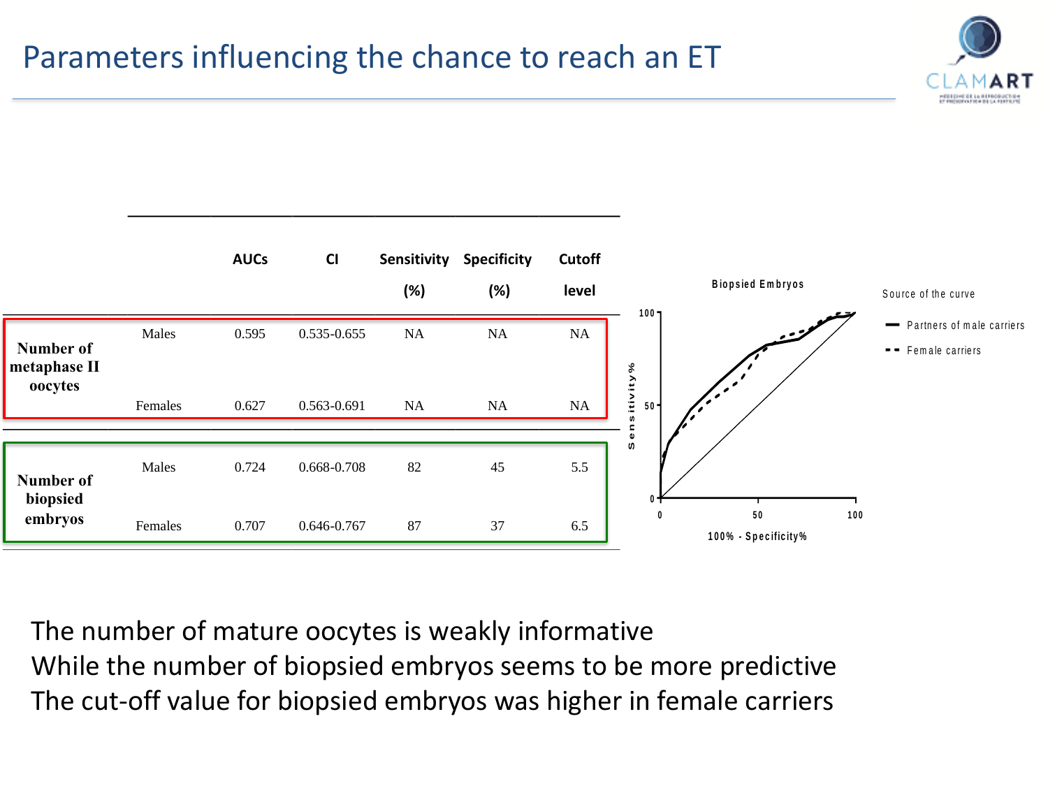# Parameters influencing the chance to reach an ET

| | | AUCs | CI | Sensitivity (%) | Specificity (%) | Cutoff level |
|---|---|---|---|---|---|---|
| Number of metaphase II oocytes | Males | 0.595 | 0.535-0.655 | NA | NA | NA |
| | Females | 0.627 | 0.563-0.691 | NA | NA | NA |
| Number of biopsied embryos | Males | 0.724 | 0.668-0.708 | 82 | 45 | 5.5 |
| | Females | 0.707 | 0.646-0.767 | 87 | 37 | 6.5 |

Biopsied Embryos

Source of the curve: Partners of male carriers; Female carriers

Sensitivity% / 100% - Specificity%

The number of mature oocytes is weakly informative
While the number of biopsied embryos seems to be more predictive
The cut-off value for biopsied embryos was higher in female carriers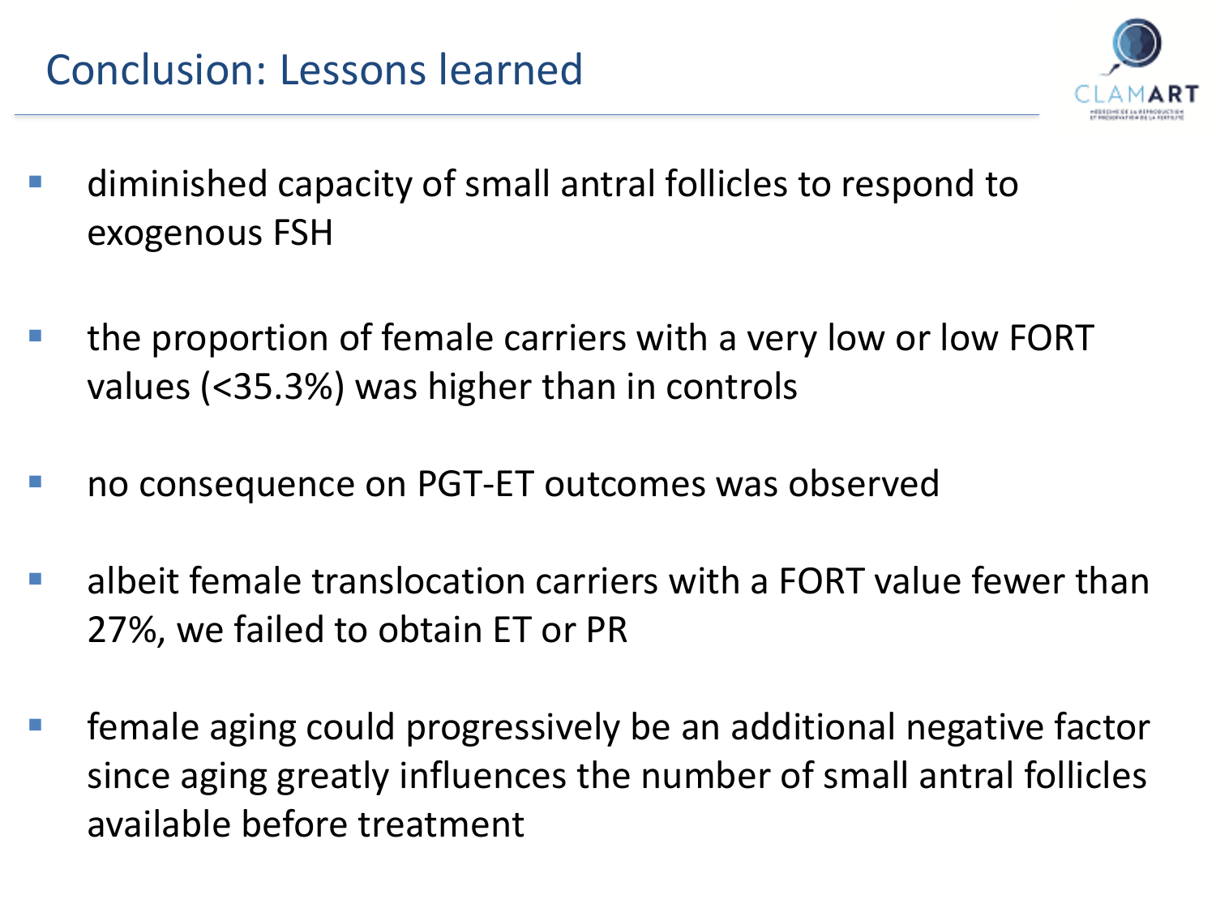# Conclusion: Lessons learned

- diminished capacity of small antral follicles to respond to exogenous FSH
- the proportion of female carriers with a very low or low FORT values (<35.3%) was higher than in controls
- no consequence on PGT-ET outcomes was observed
- albeit female translocation carriers with a FORT value fewer than 27%, we failed to obtain ET or PR
- female aging could progressively be an additional negative factor since aging greatly influences the number of small antral follicles available before treatment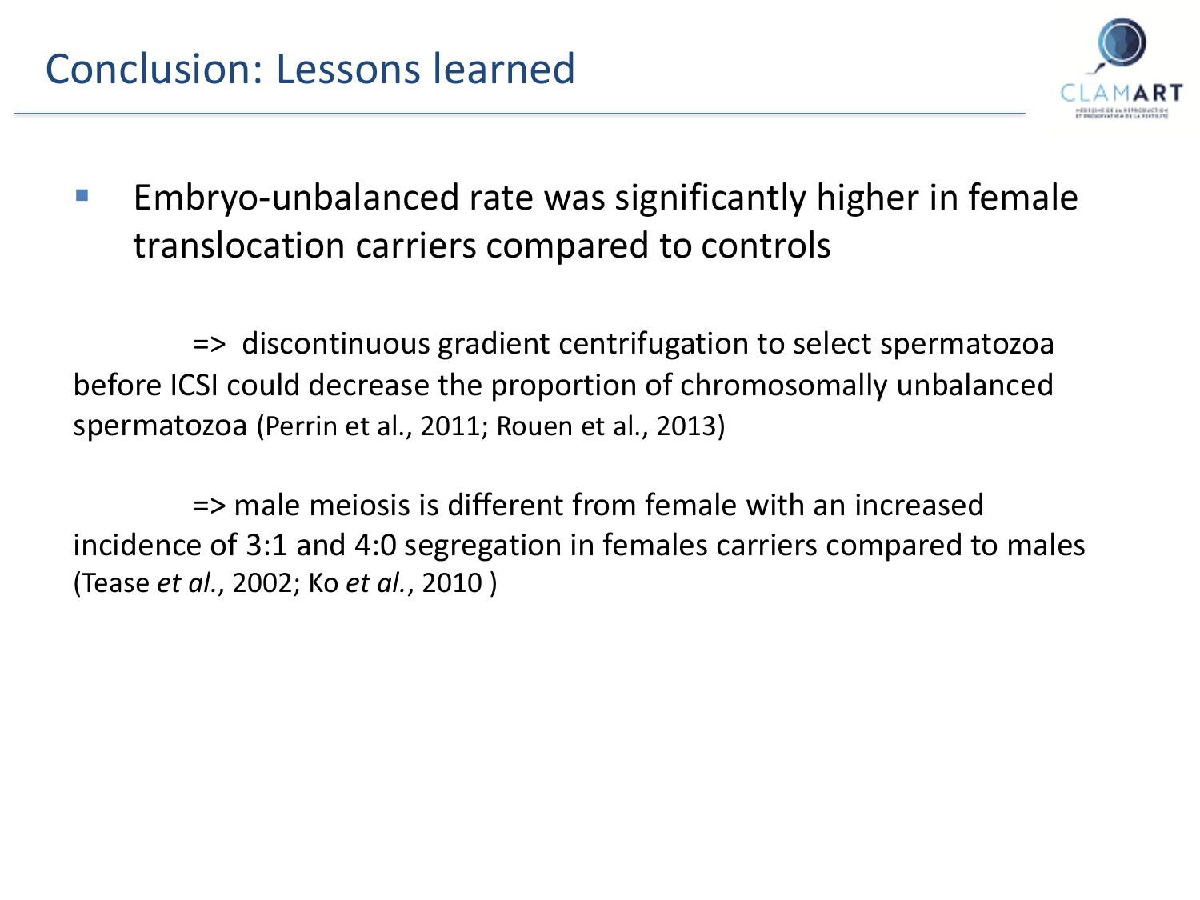# Conclusion: Lessons learned

- Embryo-unbalanced rate was significantly higher in female translocation carriers compared to controls

=> discontinuous gradient centrifugation to select spermatozoa before ICSI could decrease the proportion of chromosomally unbalanced spermatozoa (Perrin et al., 2011; Rouen et al., 2013)

=> male meiosis is different from female with an increased incidence of 3:1 and 4:0 segregation in females carriers compared to males (Tease *et al.*, 2002; Ko *et al.*, 2010 )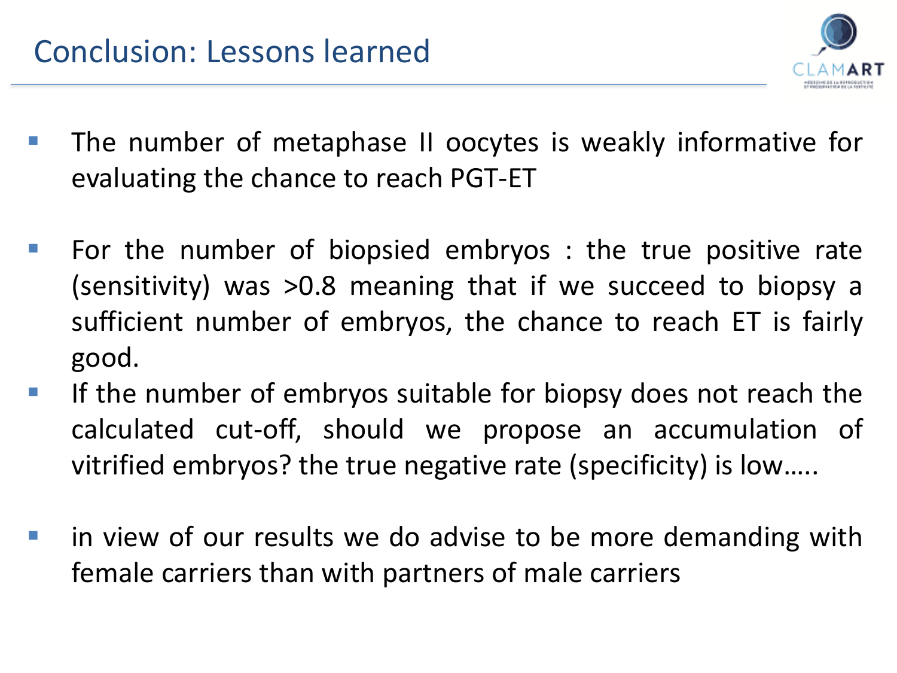# Conclusion: Lessons learned

- The number of metaphase II oocytes is weakly informative for evaluating the chance to reach PGT-ET

- For the number of biopsied embryos : the true positive rate (sensitivity) was >0.8 meaning that if we succeed to biopsy a sufficient number of embryos, the chance to reach ET is fairly good.
- If the number of embryos suitable for biopsy does not reach the calculated cut-off, should we propose an accumulation of vitrified embryos? the true negative rate (specificity) is low…..

- in view of our results we do advise to be more demanding with female carriers than with partners of male carriers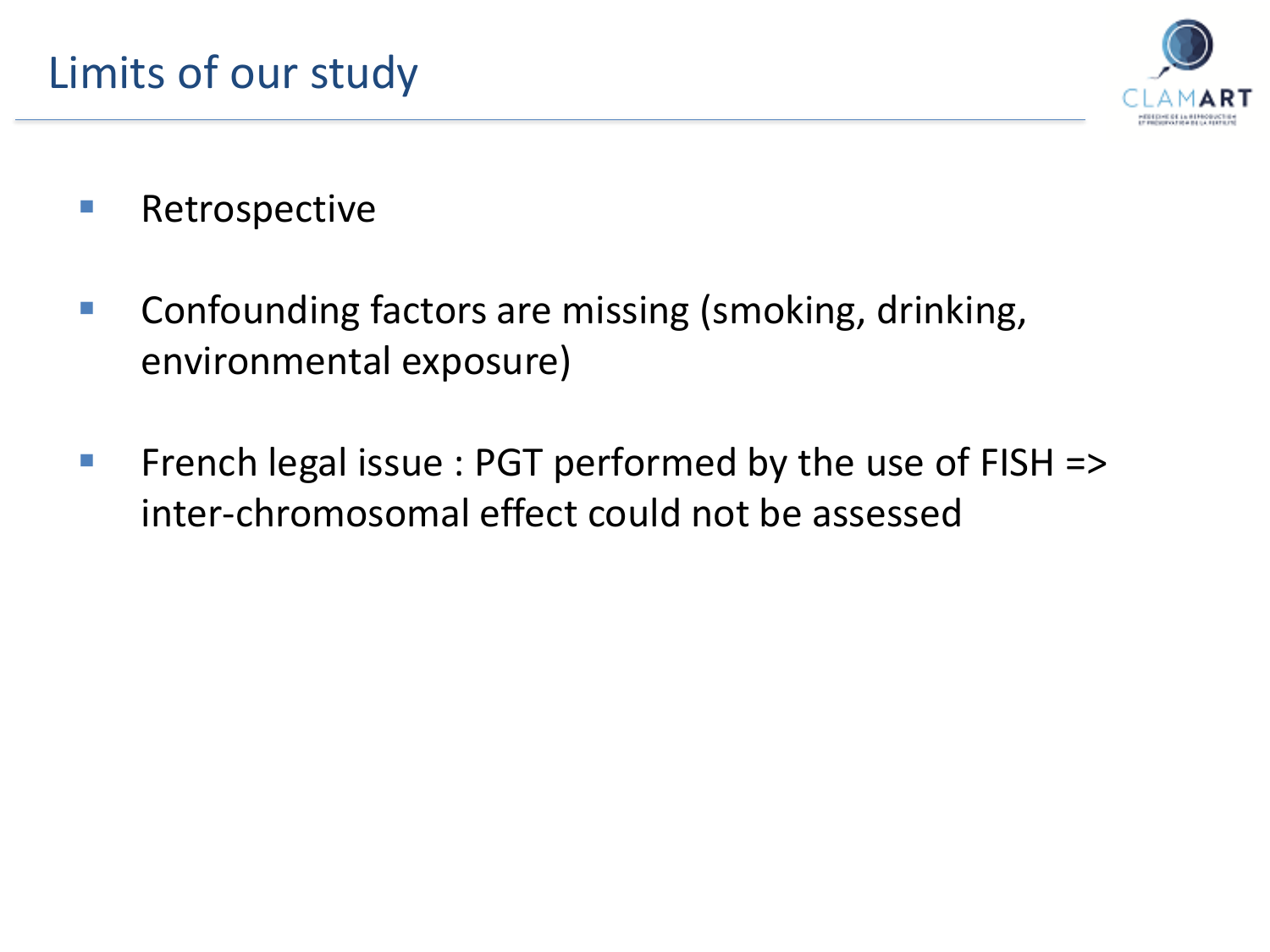# Limits of our study

- Retrospective
- Confounding factors are missing (smoking, drinking, environmental exposure)
- French legal issue : PGT performed by the use of FISH => inter-chromosomal effect could not be assessed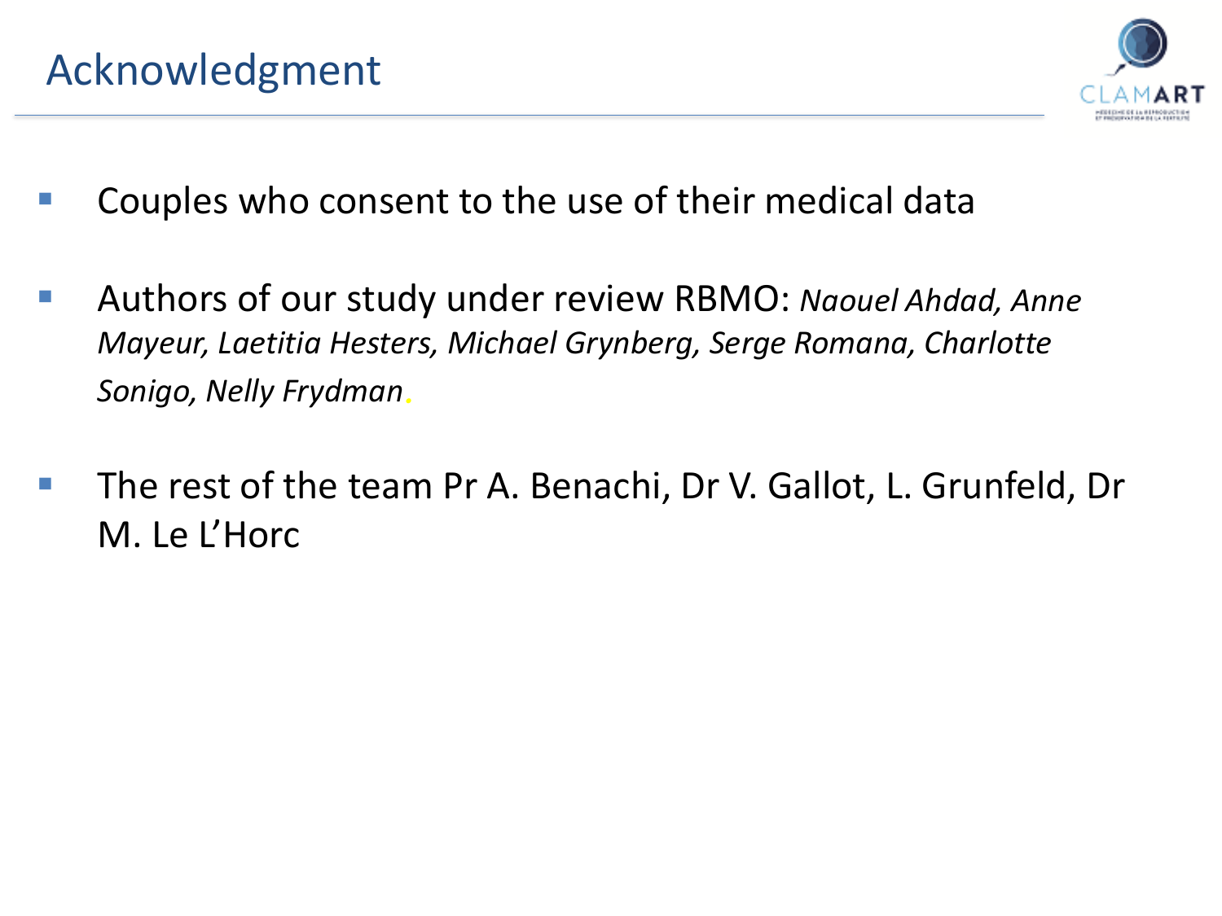# Acknowledgment

- Couples who consent to the use of their medical data

- Authors of our study under review RBMO: *Naouel Ahdad, Anne Mayeur, Laetitia Hesters, Michael Grynberg, Serge Romana, Charlotte Sonigo, Nelly Frydman*.

- The rest of the team Pr A. Benachi, Dr V. Gallot, L. Grunfeld, Dr M. Le L'Horc